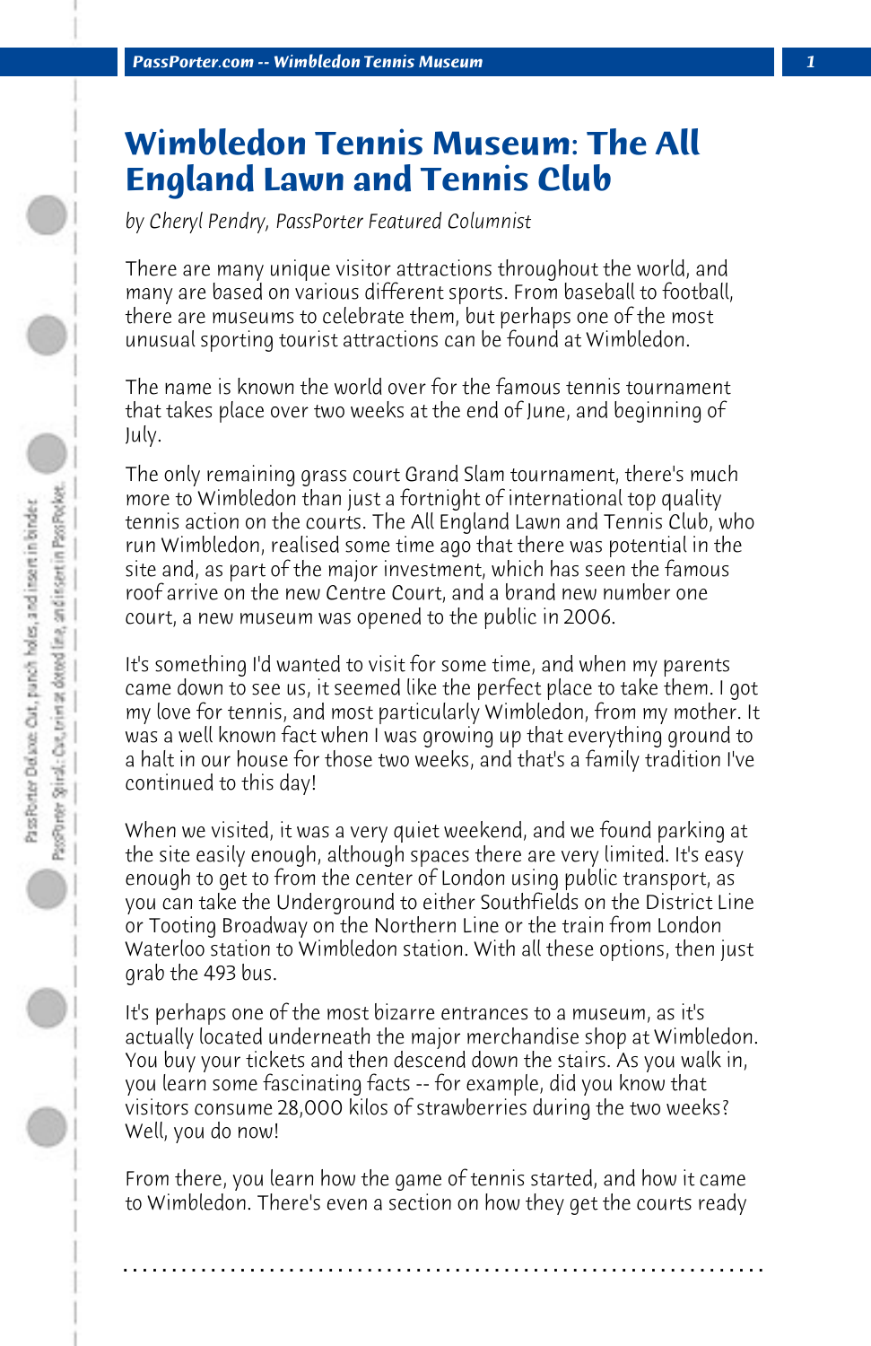# Wimbledon Tennis Museum: The All England Lawn and Tennis Club

*by Cheryl Pendry, PassPorter Featured Columnist*

There are many unique visitor attractions throughout the world, and many are based on various different sports. From baseball to football, there are museums to celebrate them, but perhaps one of the most unusual sporting tourist attractions can be found at Wimbledon.

The name is known the world over for the famous tennis tournament that takes place over two weeks at the end of June, and beginning of July.

The only remaining grass court Grand Slam tournament, there's much more to Wimbledon than just a fortnight of international top quality tennis action on the courts. The All England Lawn and Tennis Club, who run Wimbledon, realised some time ago that there was potential in the site and, as part of the major investment, which has seen the famous roof arrive on the new Centre Court, and a brand new number one court, a new museum was opened to the public in 2006.

It's something I'd wanted to visit for some time, and when my parents came down to see us, it seemed like the perfect place to take them. I got my love for tennis, and most particularly Wimbledon, from my mother. It was a well known fact when I was growing up that everything ground to a halt in our house for those two weeks, and that's a family tradition I've continued to this day!

When we visited, it was a very quiet weekend, and we found parking at the site easily enough, although spaces there are very limited. It's easy enough to get to from the center of London using public transport, as you can take the Underground to either Southfields on the District Line or Tooting Broadway on the Northern Line or the train from London Waterloo station to Wimbledon station. With all these options, then just grab the 493 bus.

It's perhaps one of the most bizarre entrances to a museum, as it's actually located underneath the major merchandise shop at Wimbledon. You buy your tickets and then descend down the stairs. As you walk in, you learn some fascinating facts -- for example, did you know that visitors consume 28,000 kilos of strawberries during the two weeks? Well, you do now!

From there, you learn how the game of tennis started, and how it came to Wimbledon. There's even a section on how they get the courts ready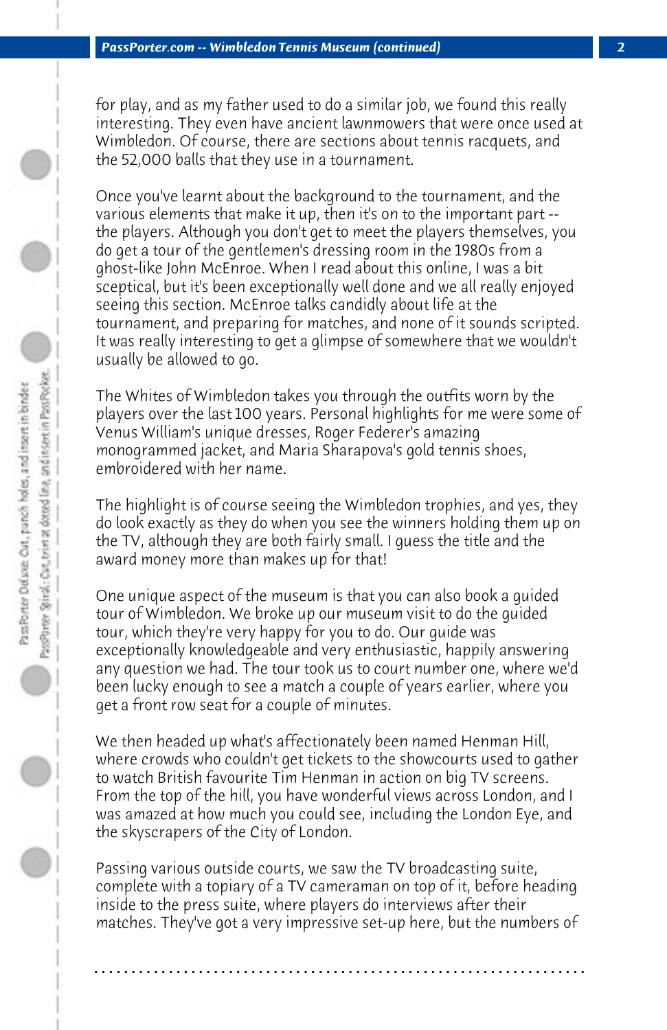for play, and as my father used to do a similar job, we found this really interesting. They even have ancient lawnmowers that were once used at Wimbledon. Of course, there are sections about tennis racquets, and the 52,000 balls that they use in a tournament.

Once you've learnt about the background to the tournament, and the various elements that make it up, then it's on to the important part -- the players. Although you don't get to meet the players themselves, you do get a tour of the gentlemen's dressing room in the 1980s from a ghost-like John McEnroe. When I read about this online, I was a bit sceptical, but it's been exceptionally well done and we all really enjoyed seeing this section. McEnroe talks candidly about life at the tournament, and preparing for matches, and none of it sounds scripted. It was really interesting to get a glimpse of somewhere that we wouldn't usually be allowed to go.

The Whites of Wimbledon takes you through the outfits worn by the players over the last 100 years. Personal highlights for me were some of Venus William's unique dresses, Roger Federer's amazing monogrammed jacket, and Maria Sharapova's gold tennis shoes, embroidered with her name.

The highlight is of course seeing the Wimbledon trophies, and yes, they do look exactly as they do when you see the winners holding them up on the TV, although they are both fairly small. I guess the title and the award money more than makes up for that!

One unique aspect of the museum is that you can also book a guided tour of Wimbledon. We broke up our museum visit to do the guided tour, which they're very happy for you to do. Our guide was exceptionally knowledgeable and very enthusiastic, happily answering any question we had. The tour took us to court number one, where we'd been lucky enough to see a match a couple of years earlier, where you get a front row seat for a couple of minutes.

We then headed up what's affectionately been named Henman Hill, where crowds who couldn't get tickets to the showcourts used to gather to watch British favourite Tim Henman in action on big TV screens. From the top of the hill, you have wonderful views across London, and I was amazed at how much you could see, including the London Eye, and the skyscrapers of the City of London.

Passing various outside courts, we saw the TV broadcasting suite, complete with a topiary of a TV cameraman on top of it, before heading inside to the press suite, where players do interviews after their matches. They've got a very impressive set-up here, but the numbers of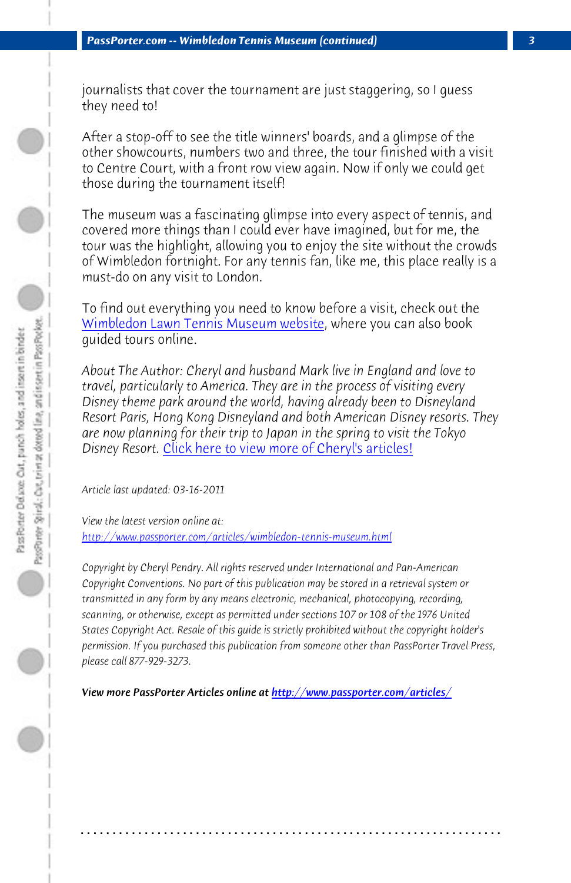journalists that cover the tournament are just staggering, so I guess they need to!

After a stop-off to see the title winners' boards, and a glimpse of the other showcourts, numbers two and three, the tour finished with a visit to Centre Court, with a front row view again. Now if only we could get those during the tournament itself!

The museum was a fascinating glimpse into every aspect of tennis, and covered more things than I could ever have imagined, but for me, the tour was the highlight, allowing you to enjoy the site without the crowds of Wimbledon fortnight. For any tennis fan, like me, this place really is a must-do on any visit to London.

To find out everything you need to know before a visit, check out the Wimbledon Lawn Tennis Museum website, where you can also book guided tours online.

*About The Author: Cheryl and husband Mark live in England and love to travel, particularly to America. They are in the process of visiting every Disney theme park around the world, having already been to Disneyland Resort Paris, Hong Kong Disneyland and both American Disney resorts. They are now planning for their trip to Japan in the spring to visit the Tokyo Disney Resort.* Click here to view more of Cheryl's articles!

*Article last updated: 03-16-2011*

*View the latest version online at:*
*http://www.passporter.com/articles/wimbledon-tennis-museum.html*

*Copyright by Cheryl Pendry. All rights reserved under International and Pan-American Copyright Conventions. No part of this publication may be stored in a retrieval system or transmitted in any form by any means electronic, mechanical, photocopying, recording, scanning, or otherwise, except as permitted under sections 107 or 108 of the 1976 United States Copyright Act. Resale of this guide is strictly prohibited without the copyright holder's permission. If you purchased this publication from someone other than PassPorter Travel Press, please call 877-929-3273.*

***View more PassPorter Articles online at http://www.passporter.com/articles/***